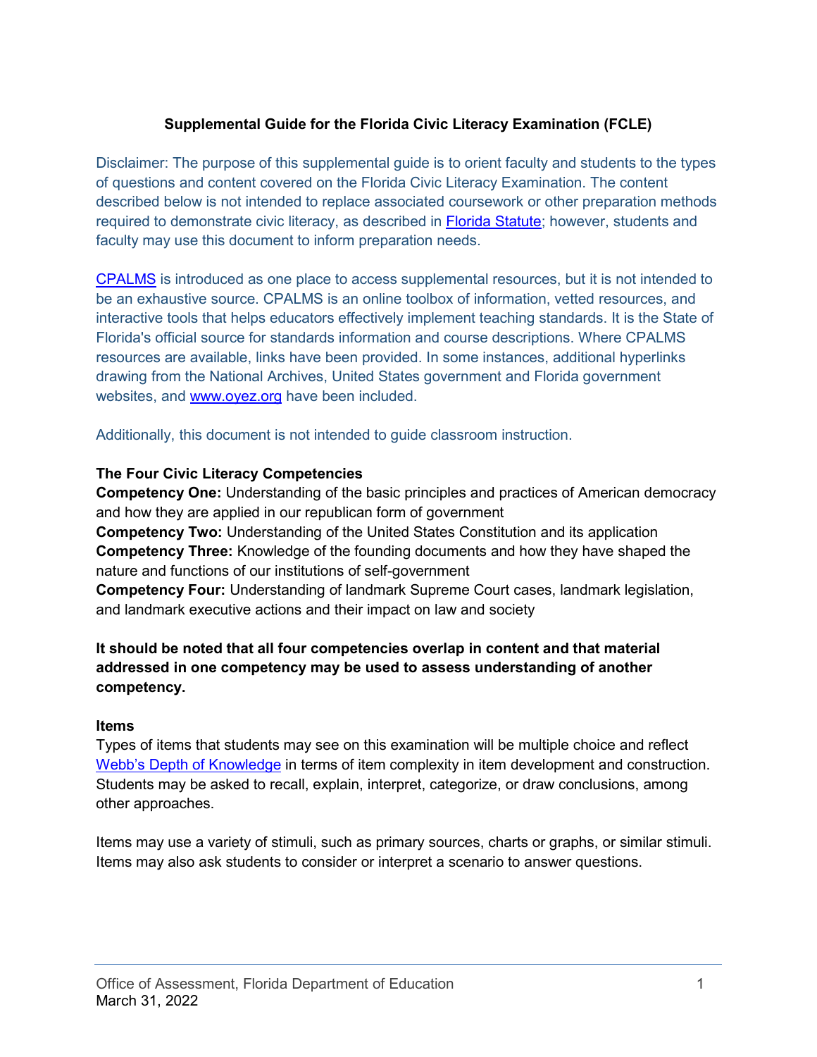# Supplemental Guide for the Florida Civic Literacy Examination (FCLE)

Disclaimer: The purpose of this supplemental guide is to orient faculty and students to the types of questions and content covered on the Florida Civic Literacy Examination. The content described below is not intended to replace associated coursework or other preparation methods required to demonstrate civic literacy, as described in Florida Statute; however, students and faculty may use this document to inform preparation needs.

CPALMS is introduced as one place to access supplemental resources, but it is not intended to be an exhaustive source. CPALMS is an online toolbox of information, vetted resources, and interactive tools that helps educators effectively implement teaching standards. It is the State of Florida's official source for standards information and course descriptions. Where CPALMS resources are available, links have been provided. In some instances, additional hyperlinks drawing from the National Archives, United States government and Florida government websites, and www.oyez.org have been included.

Additionally, this document is not intended to guide classroom instruction.

**The Four Civic Literacy Competencies**

**Competency One:** Understanding of the basic principles and practices of American democracy and how they are applied in our republican form of government

**Competency Two:** Understanding of the United States Constitution and its application

**Competency Three:** Knowledge of the founding documents and how they have shaped the nature and functions of our institutions of self-government

**Competency Four:** Understanding of landmark Supreme Court cases, landmark legislation, and landmark executive actions and their impact on law and society

**It should be noted that all four competencies overlap in content and that material addressed in one competency may be used to assess understanding of another competency.**

**Items**

Types of items that students may see on this examination will be multiple choice and reflect Webb's Depth of Knowledge in terms of item complexity in item development and construction. Students may be asked to recall, explain, interpret, categorize, or draw conclusions, among other approaches.

Items may use a variety of stimuli, such as primary sources, charts or graphs, or similar stimuli. Items may also ask students to consider or interpret a scenario to answer questions.

Office of Assessment, Florida Department of Education
March 31, 2022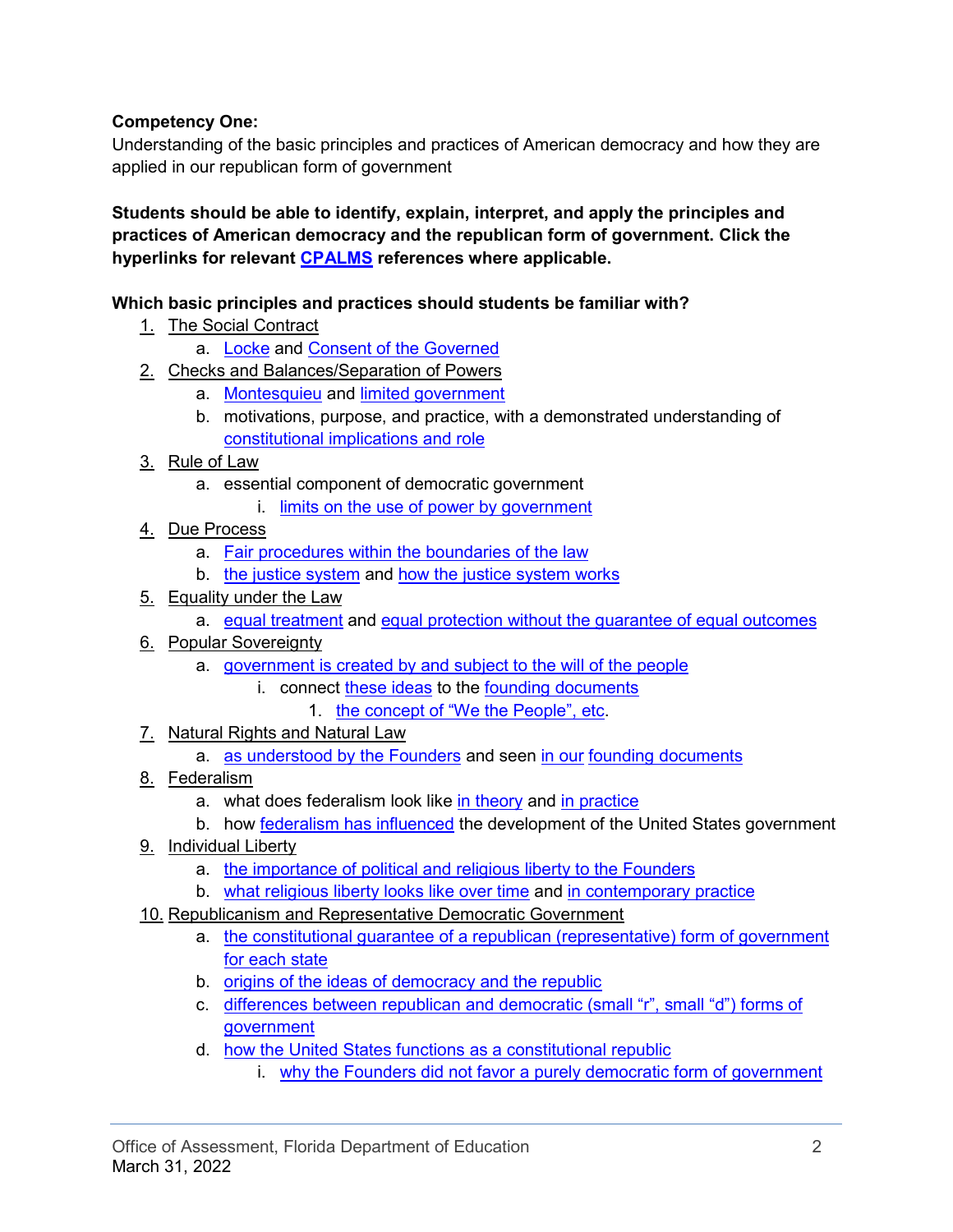**Competency One:**
Understanding of the basic principles and practices of American democracy and how they are applied in our republican form of government

**Students should be able to identify, explain, interpret, and apply the principles and practices of American democracy and the republican form of government. Click the hyperlinks for relevant CPALMS references where applicable.**

**Which basic principles and practices should students be familiar with?**

1. The Social Contract
   a. Locke and Consent of the Governed
2. Checks and Balances/Separation of Powers
   a. Montesquieu and limited government
   b. motivations, purpose, and practice, with a demonstrated understanding of constitutional implications and role
3. Rule of Law
   a. essential component of democratic government
      i. limits on the use of power by government
4. Due Process
   a. Fair procedures within the boundaries of the law
   b. the justice system and how the justice system works
5. Equality under the Law
   a. equal treatment and equal protection without the guarantee of equal outcomes
6. Popular Sovereignty
   a. government is created by and subject to the will of the people
      i. connect these ideas to the founding documents
         1. the concept of "We the People", etc.
7. Natural Rights and Natural Law
   a. as understood by the Founders and seen in our founding documents
8. Federalism
   a. what does federalism look like in theory and in practice
   b. how federalism has influenced the development of the United States government
9. Individual Liberty
   a. the importance of political and religious liberty to the Founders
   b. what religious liberty looks like over time and in contemporary practice
10. Republicanism and Representative Democratic Government
    a. the constitutional guarantee of a republican (representative) form of government for each state
    b. origins of the ideas of democracy and the republic
    c. differences between republican and democratic (small "r", small "d") forms of government
    d. how the United States functions as a constitutional republic
       i. why the Founders did not favor a purely democratic form of government

Office of Assessment, Florida Department of Education
March 31, 2022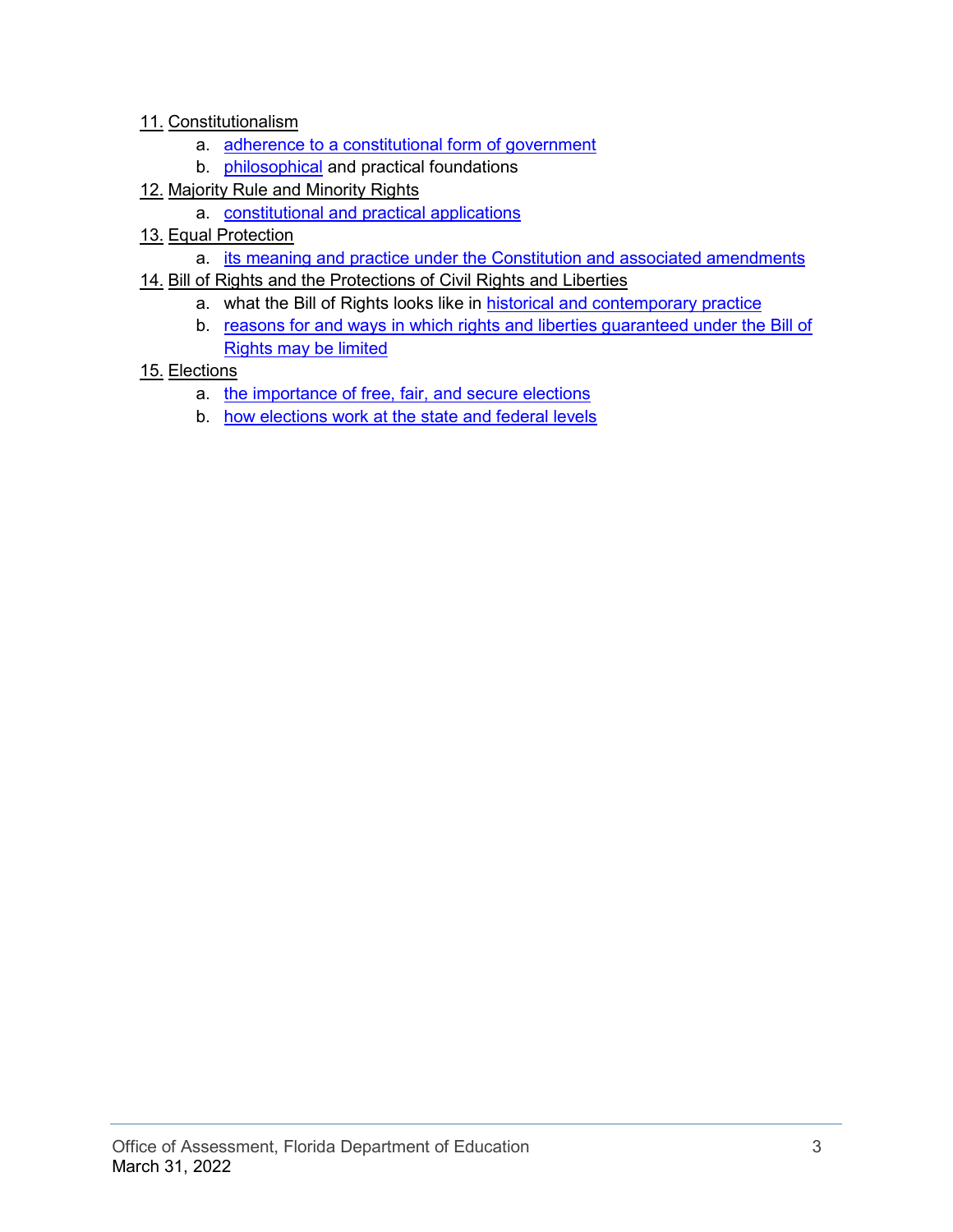11. Constitutionalism
    a. adherence to a constitutional form of government
    b. philosophical and practical foundations
12. Majority Rule and Minority Rights
    a. constitutional and practical applications
13. Equal Protection
    a. its meaning and practice under the Constitution and associated amendments
14. Bill of Rights and the Protections of Civil Rights and Liberties
    a. what the Bill of Rights looks like in historical and contemporary practice
    b. reasons for and ways in which rights and liberties guaranteed under the Bill of Rights may be limited
15. Elections
    a. the importance of free, fair, and secure elections
    b. how elections work at the state and federal levels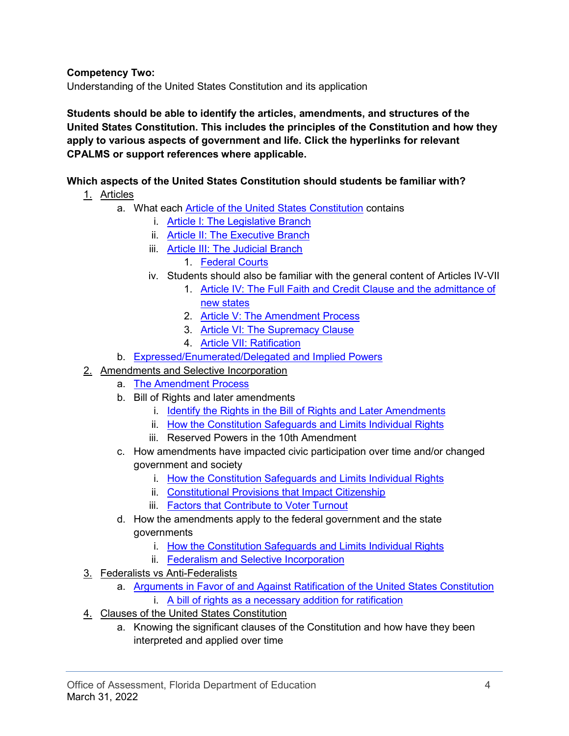**Competency Two:**
Understanding of the United States Constitution and its application

**Students should be able to identify the articles, amendments, and structures of the United States Constitution. This includes the principles of the Constitution and how they apply to various aspects of government and life. Click the hyperlinks for relevant CPALMS or support references where applicable.**

**Which aspects of the United States Constitution should students be familiar with?**

1. Articles
   a. What each Article of the United States Constitution contains
      i. Article I: The Legislative Branch
      ii. Article II: The Executive Branch
      iii. Article III: The Judicial Branch
         1. Federal Courts
      iv. Students should also be familiar with the general content of Articles IV-VII
         1. Article IV: The Full Faith and Credit Clause and the admittance of new states
         2. Article V: The Amendment Process
         3. Article VI: The Supremacy Clause
         4. Article VII: Ratification
   b. Expressed/Enumerated/Delegated and Implied Powers
2. Amendments and Selective Incorporation
   a. The Amendment Process
   b. Bill of Rights and later amendments
      i. Identify the Rights in the Bill of Rights and Later Amendments
      ii. How the Constitution Safeguards and Limits Individual Rights
      iii. Reserved Powers in the 10th Amendment
   c. How amendments have impacted civic participation over time and/or changed government and society
      i. How the Constitution Safeguards and Limits Individual Rights
      ii. Constitutional Provisions that Impact Citizenship
      iii. Factors that Contribute to Voter Turnout
   d. How the amendments apply to the federal government and the state governments
      i. How the Constitution Safeguards and Limits Individual Rights
      ii. Federalism and Selective Incorporation
3. Federalists vs Anti-Federalists
   a. Arguments in Favor of and Against Ratification of the United States Constitution
      i. A bill of rights as a necessary addition for ratification
4. Clauses of the United States Constitution
   a. Knowing the significant clauses of the Constitution and how have they been interpreted and applied over time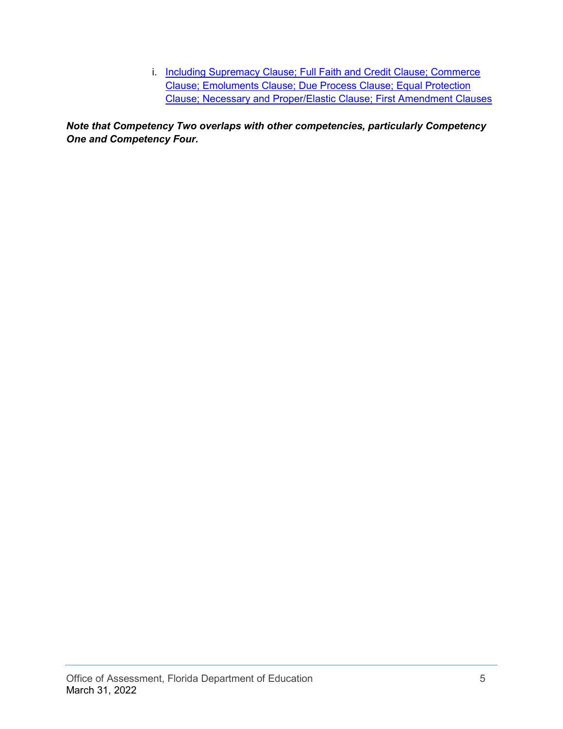i. Including Supremacy Clause; Full Faith and Credit Clause; Commerce Clause; Emoluments Clause; Due Process Clause; Equal Protection Clause; Necessary and Proper/Elastic Clause; First Amendment Clauses

***Note that Competency Two overlaps with other competencies, particularly Competency One and Competency Four.***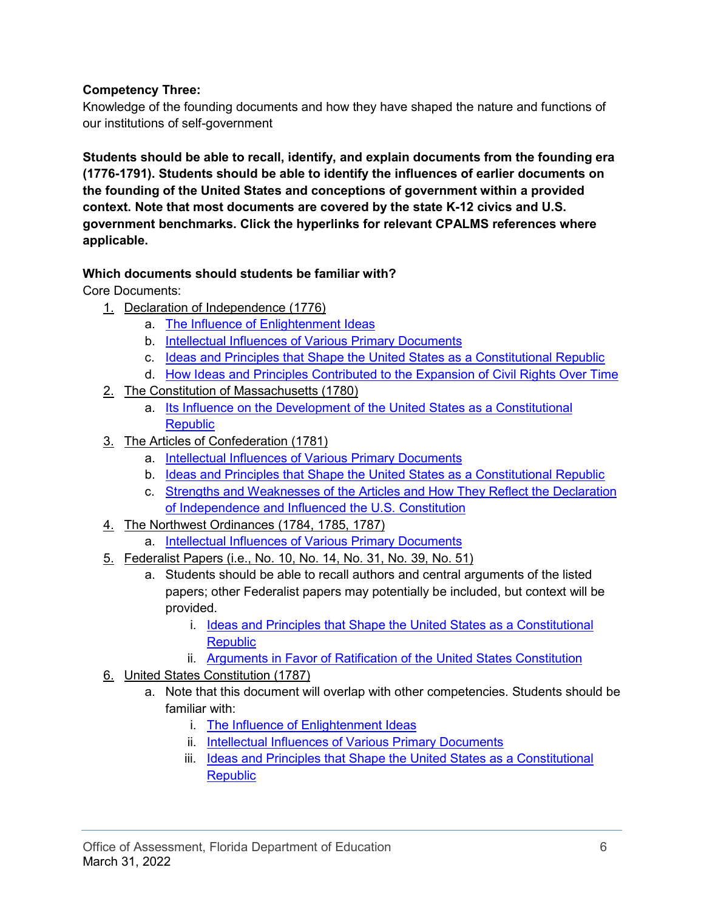**Competency Three:**
Knowledge of the founding documents and how they have shaped the nature and functions of our institutions of self-government

**Students should be able to recall, identify, and explain documents from the founding era (1776-1791). Students should be able to identify the influences of earlier documents on the founding of the United States and conceptions of government within a provided context. Note that most documents are covered by the state K-12 civics and U.S. government benchmarks. Click the hyperlinks for relevant CPALMS references where applicable.**

**Which documents should students be familiar with?**
Core Documents:

1. Declaration of Independence (1776)
    a. The Influence of Enlightenment Ideas
    b. Intellectual Influences of Various Primary Documents
    c. Ideas and Principles that Shape the United States as a Constitutional Republic
    d. How Ideas and Principles Contributed to the Expansion of Civil Rights Over Time
2. The Constitution of Massachusetts (1780)
    a. Its Influence on the Development of the United States as a Constitutional Republic
3. The Articles of Confederation (1781)
    a. Intellectual Influences of Various Primary Documents
    b. Ideas and Principles that Shape the United States as a Constitutional Republic
    c. Strengths and Weaknesses of the Articles and How They Reflect the Declaration of Independence and Influenced the U.S. Constitution
4. The Northwest Ordinances (1784, 1785, 1787)
    a. Intellectual Influences of Various Primary Documents
5. Federalist Papers (i.e., No. 10, No. 14, No. 31, No. 39, No. 51)
    a. Students should be able to recall authors and central arguments of the listed papers; other Federalist papers may potentially be included, but context will be provided.
        i. Ideas and Principles that Shape the United States as a Constitutional Republic
        ii. Arguments in Favor of Ratification of the United States Constitution
6. United States Constitution (1787)
    a. Note that this document will overlap with other competencies. Students should be familiar with:
        i. The Influence of Enlightenment Ideas
        ii. Intellectual Influences of Various Primary Documents
        iii. Ideas and Principles that Shape the United States as a Constitutional Republic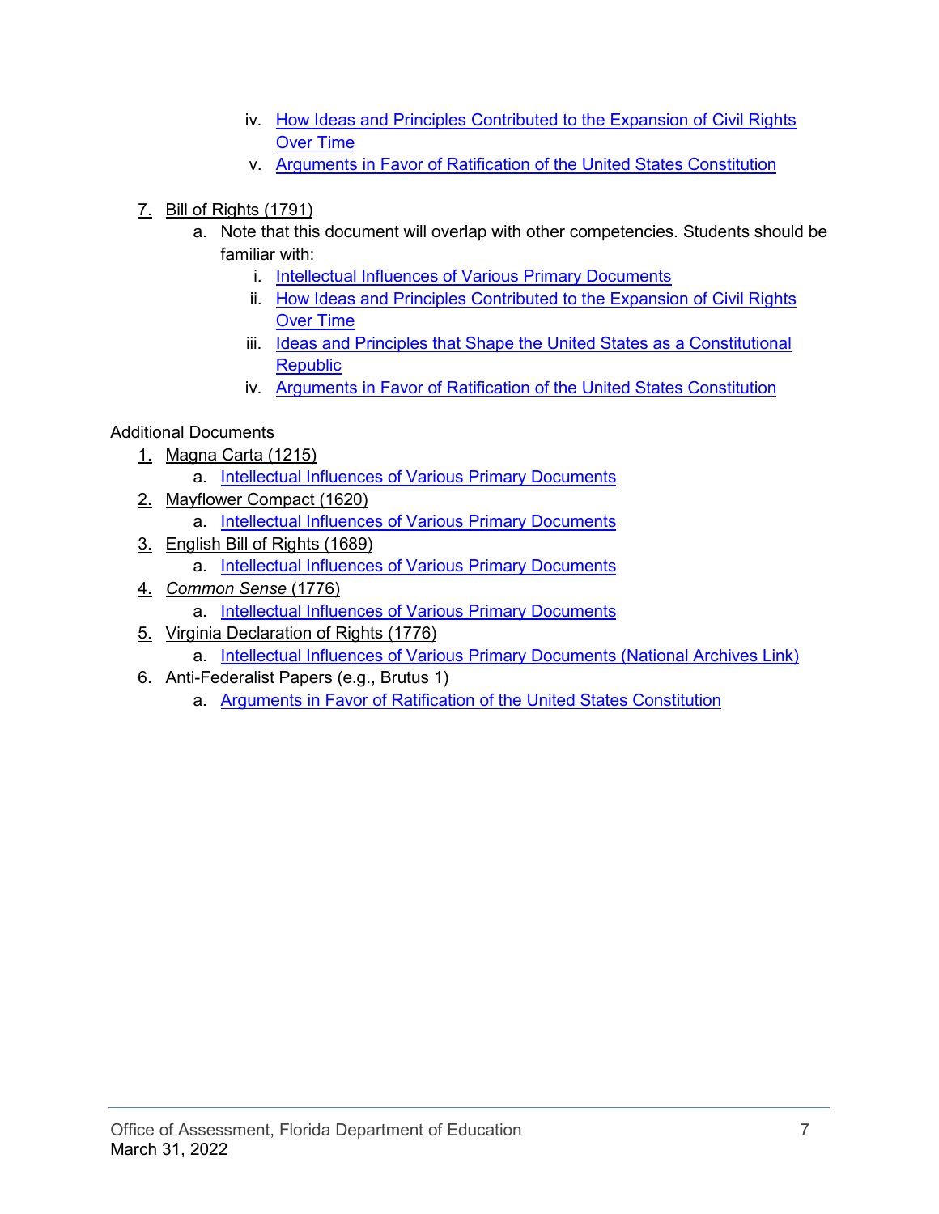- iv. [How Ideas and Principles Contributed to the Expansion of Civil Rights Over Time]()
   - v. [Arguments in Favor of Ratification of the United States Constitution]()

7. Bill of Rights (1791)
   - a. Note that this document will overlap with other competencies. Students should be familiar with:
     - i. [Intellectual Influences of Various Primary Documents]()
     - ii. [How Ideas and Principles Contributed to the Expansion of Civil Rights Over Time]()
     - iii. [Ideas and Principles that Shape the United States as a Constitutional Republic]()
     - iv. [Arguments in Favor of Ratification of the United States Constitution]()

Additional Documents

1. Magna Carta (1215)
   - a. [Intellectual Influences of Various Primary Documents]()
2. Mayflower Compact (1620)
   - a. [Intellectual Influences of Various Primary Documents]()
3. English Bill of Rights (1689)
   - a. [Intellectual Influences of Various Primary Documents]()
4. *Common Sense* (1776)
   - a. [Intellectual Influences of Various Primary Documents]()
5. Virginia Declaration of Rights (1776)
   - a. [Intellectual Influences of Various Primary Documents (National Archives Link)]()
6. Anti-Federalist Papers (e.g., Brutus 1)
   - a. [Arguments in Favor of Ratification of the United States Constitution]()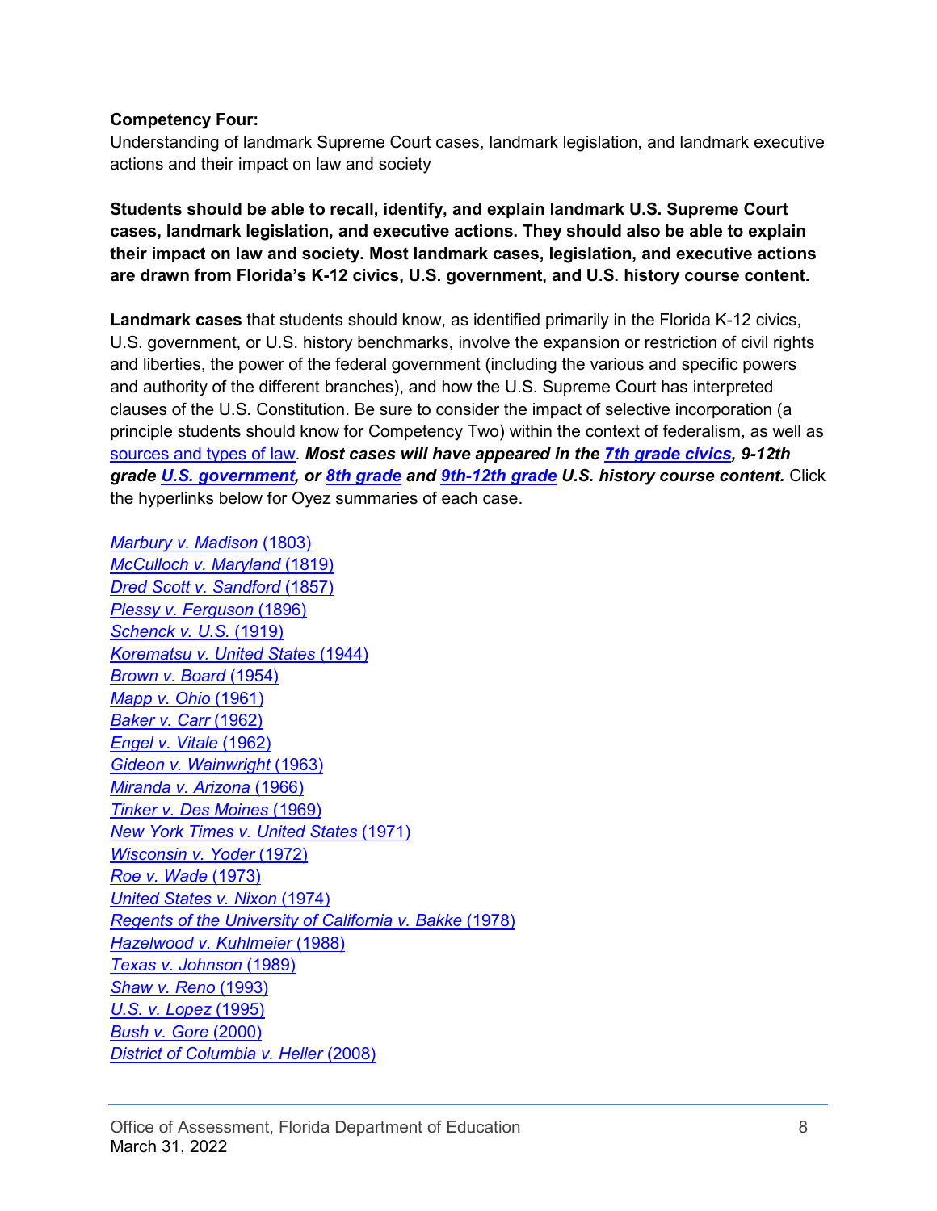**Competency Four:**
Understanding of landmark Supreme Court cases, landmark legislation, and landmark executive actions and their impact on law and society

**Students should be able to recall, identify, and explain landmark U.S. Supreme Court cases, landmark legislation, and executive actions. They should also be able to explain their impact on law and society. Most landmark cases, legislation, and executive actions are drawn from Florida's K-12 civics, U.S. government, and U.S. history course content.**

**Landmark cases** that students should know, as identified primarily in the Florida K-12 civics, U.S. government, or U.S. history benchmarks, involve the expansion or restriction of civil rights and liberties, the power of the federal government (including the various and specific powers and authority of the different branches), and how the U.S. Supreme Court has interpreted clauses of the U.S. Constitution. Be sure to consider the impact of selective incorporation (a principle students should know for Competency Two) within the context of federalism, as well as sources and types of law. ***Most cases will have appeared in the 7th grade civics, 9-12th grade U.S. government, or 8th grade and 9th-12th grade U.S. history course content.*** Click the hyperlinks below for Oyez summaries of each case.

*Marbury v. Madison* (1803)
*McCulloch v. Maryland* (1819)
*Dred Scott v. Sandford* (1857)
*Plessy v. Ferguson* (1896)
*Schenck v. U.S.* (1919)
*Korematsu v. United States* (1944)
*Brown v. Board* (1954)
*Mapp v. Ohio* (1961)
*Baker v. Carr* (1962)
*Engel v. Vitale* (1962)
*Gideon v. Wainwright* (1963)
*Miranda v. Arizona* (1966)
*Tinker v. Des Moines* (1969)
*New York Times v. United States* (1971)
*Wisconsin v. Yoder* (1972)
*Roe v. Wade* (1973)
*United States v. Nixon* (1974)
*Regents of the University of California v. Bakke* (1978)
*Hazelwood v. Kuhlmeier* (1988)
*Texas v. Johnson* (1989)
*Shaw v. Reno* (1993)
*U.S. v. Lopez* (1995)
*Bush v. Gore* (2000)
*District of Columbia v. Heller* (2008)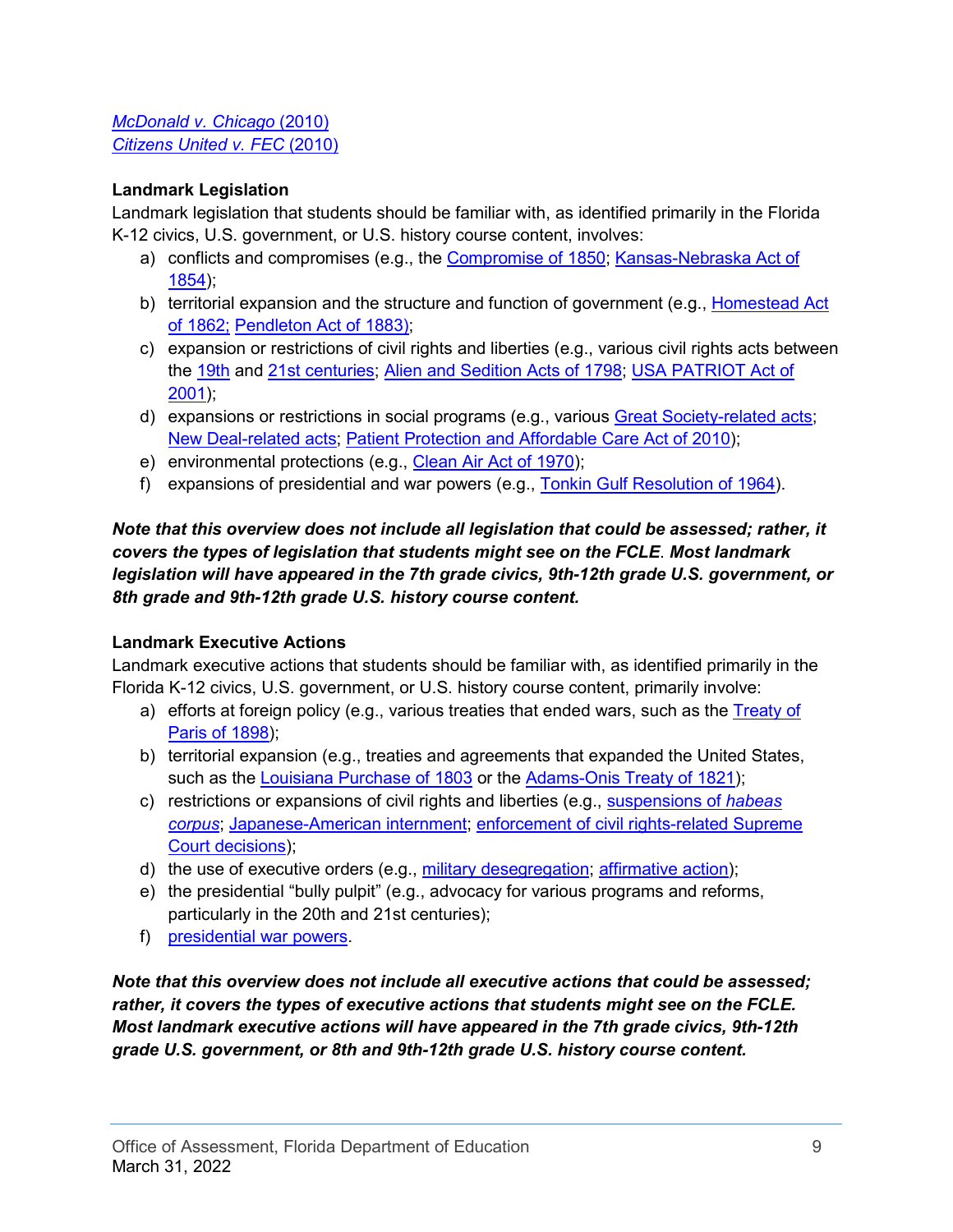*McDonald v. Chicago* (2010)
*Citizens United v. FEC* (2010)

**Landmark Legislation**

Landmark legislation that students should be familiar with, as identified primarily in the Florida K-12 civics, U.S. government, or U.S. history course content, involves:

a) conflicts and compromises (e.g., the Compromise of 1850; Kansas-Nebraska Act of 1854);
b) territorial expansion and the structure and function of government (e.g., Homestead Act of 1862; Pendleton Act of 1883);
c) expansion or restrictions of civil rights and liberties (e.g., various civil rights acts between the 19th and 21st centuries; Alien and Sedition Acts of 1798; USA PATRIOT Act of 2001);
d) expansions or restrictions in social programs (e.g., various Great Society-related acts; New Deal-related acts; Patient Protection and Affordable Care Act of 2010);
e) environmental protections (e.g., Clean Air Act of 1970);
f) expansions of presidential and war powers (e.g., Tonkin Gulf Resolution of 1964).

***Note that this overview does not include all legislation that could be assessed; rather, it covers the types of legislation that students might see on the FCLE. Most landmark legislation will have appeared in the 7th grade civics, 9th-12th grade U.S. government, or 8th grade and 9th-12th grade U.S. history course content.***

**Landmark Executive Actions**

Landmark executive actions that students should be familiar with, as identified primarily in the Florida K-12 civics, U.S. government, or U.S. history course content, primarily involve:

a) efforts at foreign policy (e.g., various treaties that ended wars, such as the Treaty of Paris of 1898);
b) territorial expansion (e.g., treaties and agreements that expanded the United States, such as the Louisiana Purchase of 1803 or the Adams-Onis Treaty of 1821);
c) restrictions or expansions of civil rights and liberties (e.g., suspensions of *habeas corpus*; Japanese-American internment; enforcement of civil rights-related Supreme Court decisions);
d) the use of executive orders (e.g., military desegregation; affirmative action);
e) the presidential "bully pulpit" (e.g., advocacy for various programs and reforms, particularly in the 20th and 21st centuries);
f) presidential war powers.

***Note that this overview does not include all executive actions that could be assessed; rather, it covers the types of executive actions that students might see on the FCLE. Most landmark executive actions will have appeared in the 7th grade civics, 9th-12th grade U.S. government, or 8th and 9th-12th grade U.S. history course content.***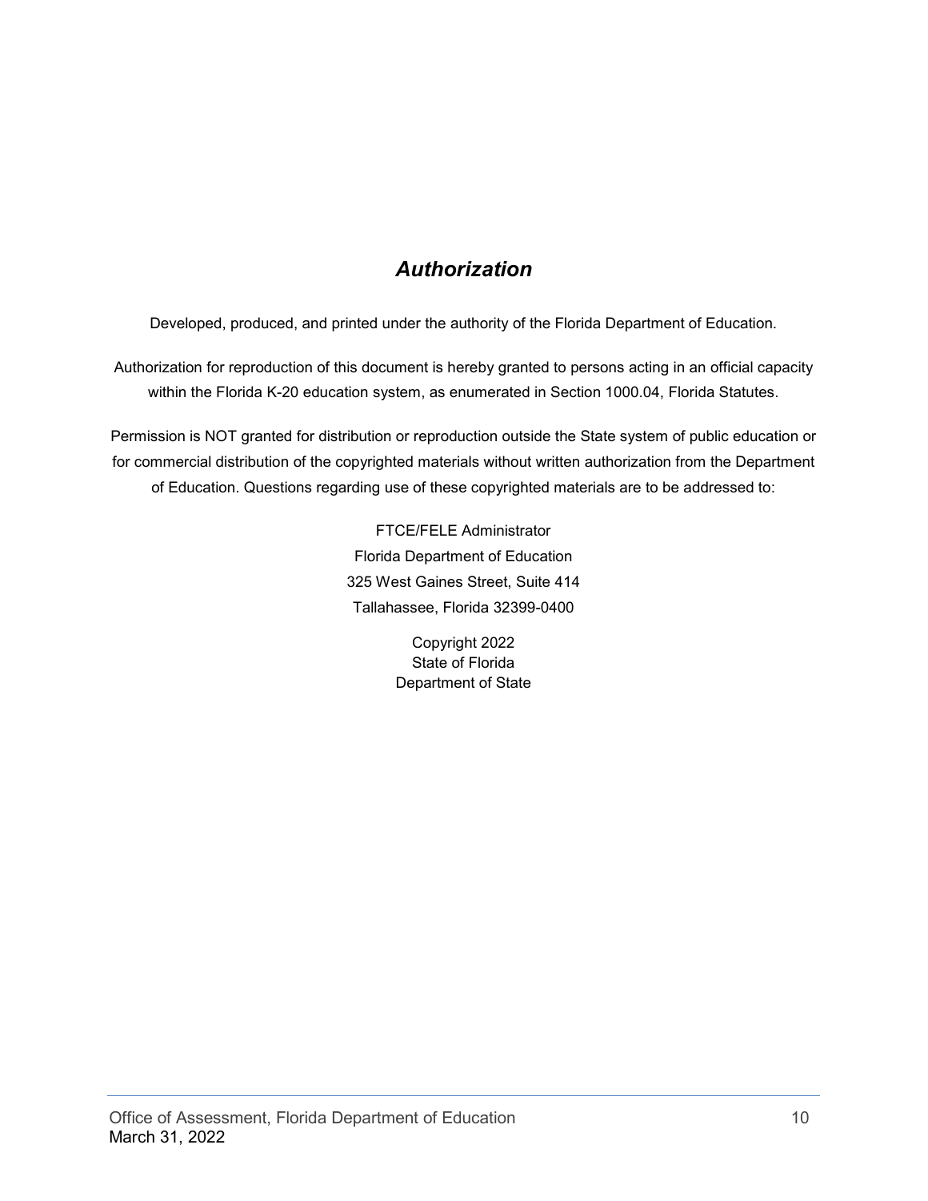## *Authorization*

Developed, produced, and printed under the authority of the Florida Department of Education.

Authorization for reproduction of this document is hereby granted to persons acting in an official capacity within the Florida K-20 education system, as enumerated in Section 1000.04, Florida Statutes.

Permission is NOT granted for distribution or reproduction outside the State system of public education or for commercial distribution of the copyrighted materials without written authorization from the Department of Education. Questions regarding use of these copyrighted materials are to be addressed to:

FTCE/FELE Administrator
Florida Department of Education
325 West Gaines Street, Suite 414
Tallahassee, Florida 32399-0400

Copyright 2022
State of Florida
Department of State